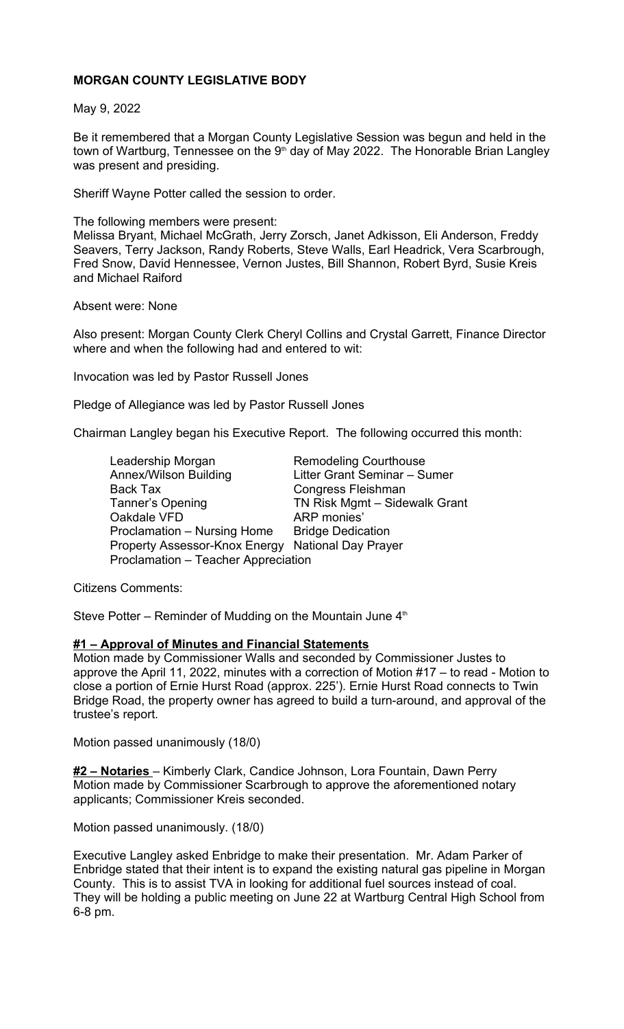**MORGAN COUNTY LEGISLATIVE BODY**

May 9, 2022

Be it remembered that a Morgan County Legislative Session was begun and held in the town of Wartburg, Tennessee on the 9th day of May 2022. The Honorable Brian Langley was present and presiding.

Sheriff Wayne Potter called the session to order.

The following members were present:
Melissa Bryant, Michael McGrath, Jerry Zorsch, Janet Adkisson, Eli Anderson, Freddy Seavers, Terry Jackson, Randy Roberts, Steve Walls, Earl Headrick, Vera Scarbrough, Fred Snow, David Hennessee, Vernon Justes, Bill Shannon, Robert Byrd, Susie Kreis and Michael Raiford

Absent were: None

Also present: Morgan County Clerk Cheryl Collins and Crystal Garrett, Finance Director where and when the following had and entered to wit:

Invocation was led by Pastor Russell Jones

Pledge of Allegiance was led by Pastor Russell Jones

Chairman Langley began his Executive Report. The following occurred this month:

| | |
|---|---|
| Leadership Morgan | Remodeling Courthouse |
| Annex/Wilson Building | Litter Grant Seminar – Sumer |
| Back Tax | Congress Fleishman |
| Tanner's Opening | TN Risk Mgmt – Sidewalk Grant |
| Oakdale VFD | ARP monies' |
| Proclamation – Nursing Home | Bridge Dedication |
| Property Assessor-Knox Energy | National Day Prayer |
| Proclamation – Teacher Appreciation | |

Citizens Comments:

Steve Potter – Reminder of Mudding on the Mountain June 4th

**#1 – Approval of Minutes and Financial Statements**
Motion made by Commissioner Walls and seconded by Commissioner Justes to approve the April 11, 2022, minutes with a correction of Motion #17 – to read - Motion to close a portion of Ernie Hurst Road (approx. 225'). Ernie Hurst Road connects to Twin Bridge Road, the property owner has agreed to build a turn-around, and approval of the trustee's report.

Motion passed unanimously (18/0)

**#2 – Notaries** – Kimberly Clark, Candice Johnson, Lora Fountain, Dawn Perry
Motion made by Commissioner Scarbrough to approve the aforementioned notary applicants; Commissioner Kreis seconded.

Motion passed unanimously. (18/0)

Executive Langley asked Enbridge to make their presentation. Mr. Adam Parker of Enbridge stated that their intent is to expand the existing natural gas pipeline in Morgan County. This is to assist TVA in looking for additional fuel sources instead of coal. They will be holding a public meeting on June 22 at Wartburg Central High School from 6-8 pm.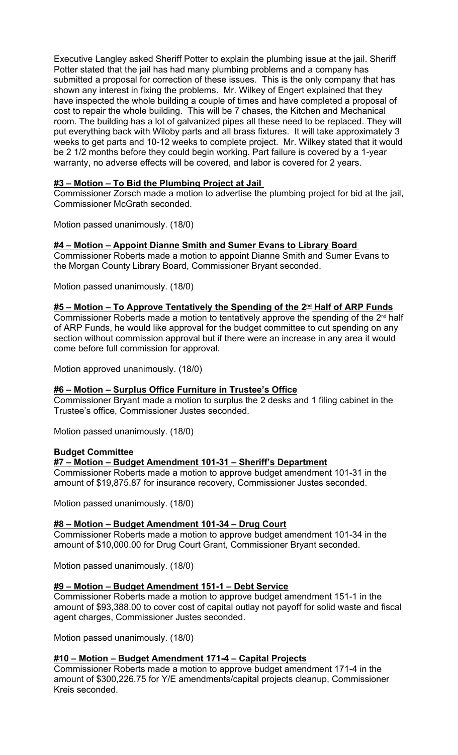Executive Langley asked Sheriff Potter to explain the plumbing issue at the jail. Sheriff Potter stated that the jail has had many plumbing problems and a company has submitted a proposal for correction of these issues. This is the only company that has shown any interest in fixing the problems. Mr. Wilkey of Engert explained that they have inspected the whole building a couple of times and have completed a proposal of cost to repair the whole building. This will be 7 chases, the Kitchen and Mechanical room. The building has a lot of galvanized pipes all these need to be replaced. They will put everything back with Wiloby parts and all brass fixtures. It will take approximately 3 weeks to get parts and 10-12 weeks to complete project. Mr. Wilkey stated that it would be 2 1/2 months before they could begin working. Part failure is covered by a 1-year warranty, no adverse effects will be covered, and labor is covered for 2 years.

**#3 – Motion – To Bid the Plumbing Project at Jail**

Commissioner Zorsch made a motion to advertise the plumbing project for bid at the jail, Commissioner McGrath seconded.

Motion passed unanimously. (18/0)

**#4 – Motion – Appoint Dianne Smith and Sumer Evans to Library Board**

Commissioner Roberts made a motion to appoint Dianne Smith and Sumer Evans to the Morgan County Library Board, Commissioner Bryant seconded.

Motion passed unanimously. (18/0)

**#5 – Motion – To Approve Tentatively the Spending of the 2nd Half of ARP Funds**

Commissioner Roberts made a motion to tentatively approve the spending of the 2nd half of ARP Funds, he would like approval for the budget committee to cut spending on any section without commission approval but if there were an increase in any area it would come before full commission for approval.

Motion approved unanimously. (18/0)

**#6 – Motion – Surplus Office Furniture in Trustee's Office**

Commissioner Bryant made a motion to surplus the 2 desks and 1 filing cabinet in the Trustee's office, Commissioner Justes seconded.

Motion passed unanimously. (18/0)

**Budget Committee**

**#7 – Motion – Budget Amendment 101-31 – Sheriff's Department**

Commissioner Roberts made a motion to approve budget amendment 101-31 in the amount of $19,875.87 for insurance recovery, Commissioner Justes seconded.

Motion passed unanimously. (18/0)

**#8 – Motion – Budget Amendment 101-34 – Drug Court**

Commissioner Roberts made a motion to approve budget amendment 101-34 in the amount of $10,000.00 for Drug Court Grant, Commissioner Bryant seconded.

Motion passed unanimously. (18/0)

**#9 – Motion – Budget Amendment 151-1 – Debt Service**

Commissioner Roberts made a motion to approve budget amendment 151-1 in the amount of $93,388.00 to cover cost of capital outlay not payoff for solid waste and fiscal agent charges, Commissioner Justes seconded.

Motion passed unanimously. (18/0)

**#10 – Motion – Budget Amendment 171-4 – Capital Projects**

Commissioner Roberts made a motion to approve budget amendment 171-4 in the amount of $300,226.75 for Y/E amendments/capital projects cleanup, Commissioner Kreis seconded.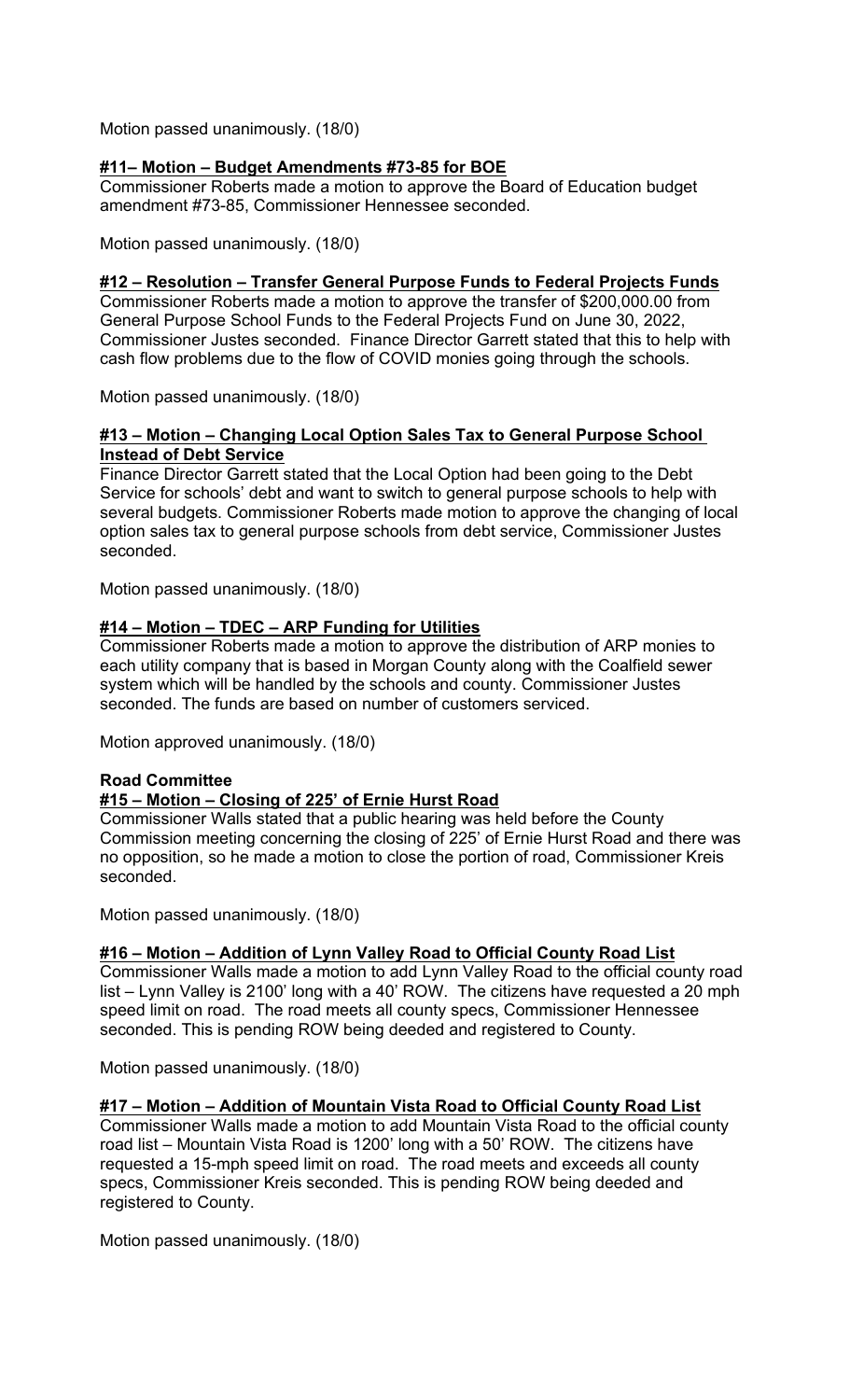Motion passed unanimously. (18/0)

**#11– Motion – Budget Amendments #73-85 for BOE**

Commissioner Roberts made a motion to approve the Board of Education budget amendment #73-85, Commissioner Hennessee seconded.

Motion passed unanimously. (18/0)

**#12 – Resolution – Transfer General Purpose Funds to Federal Projects Funds**

Commissioner Roberts made a motion to approve the transfer of $200,000.00 from General Purpose School Funds to the Federal Projects Fund on June 30, 2022, Commissioner Justes seconded. Finance Director Garrett stated that this to help with cash flow problems due to the flow of COVID monies going through the schools.

Motion passed unanimously. (18/0)

**#13 – Motion – Changing Local Option Sales Tax to General Purpose School Instead of Debt Service**

Finance Director Garrett stated that the Local Option had been going to the Debt Service for schools' debt and want to switch to general purpose schools to help with several budgets. Commissioner Roberts made motion to approve the changing of local option sales tax to general purpose schools from debt service, Commissioner Justes seconded.

Motion passed unanimously. (18/0)

**#14 – Motion – TDEC – ARP Funding for Utilities**

Commissioner Roberts made a motion to approve the distribution of ARP monies to each utility company that is based in Morgan County along with the Coalfield sewer system which will be handled by the schools and county. Commissioner Justes seconded. The funds are based on number of customers serviced.

Motion approved unanimously. (18/0)

**Road Committee**

**#15 – Motion – Closing of 225' of Ernie Hurst Road**

Commissioner Walls stated that a public hearing was held before the County Commission meeting concerning the closing of 225' of Ernie Hurst Road and there was no opposition, so he made a motion to close the portion of road, Commissioner Kreis seconded.

Motion passed unanimously. (18/0)

**#16 – Motion – Addition of Lynn Valley Road to Official County Road List**

Commissioner Walls made a motion to add Lynn Valley Road to the official county road list – Lynn Valley is 2100' long with a 40' ROW. The citizens have requested a 20 mph speed limit on road. The road meets all county specs, Commissioner Hennessee seconded. This is pending ROW being deeded and registered to County.

Motion passed unanimously. (18/0)

**#17 – Motion – Addition of Mountain Vista Road to Official County Road List**

Commissioner Walls made a motion to add Mountain Vista Road to the official county road list – Mountain Vista Road is 1200' long with a 50' ROW. The citizens have requested a 15-mph speed limit on road. The road meets and exceeds all county specs, Commissioner Kreis seconded. This is pending ROW being deeded and registered to County.

Motion passed unanimously. (18/0)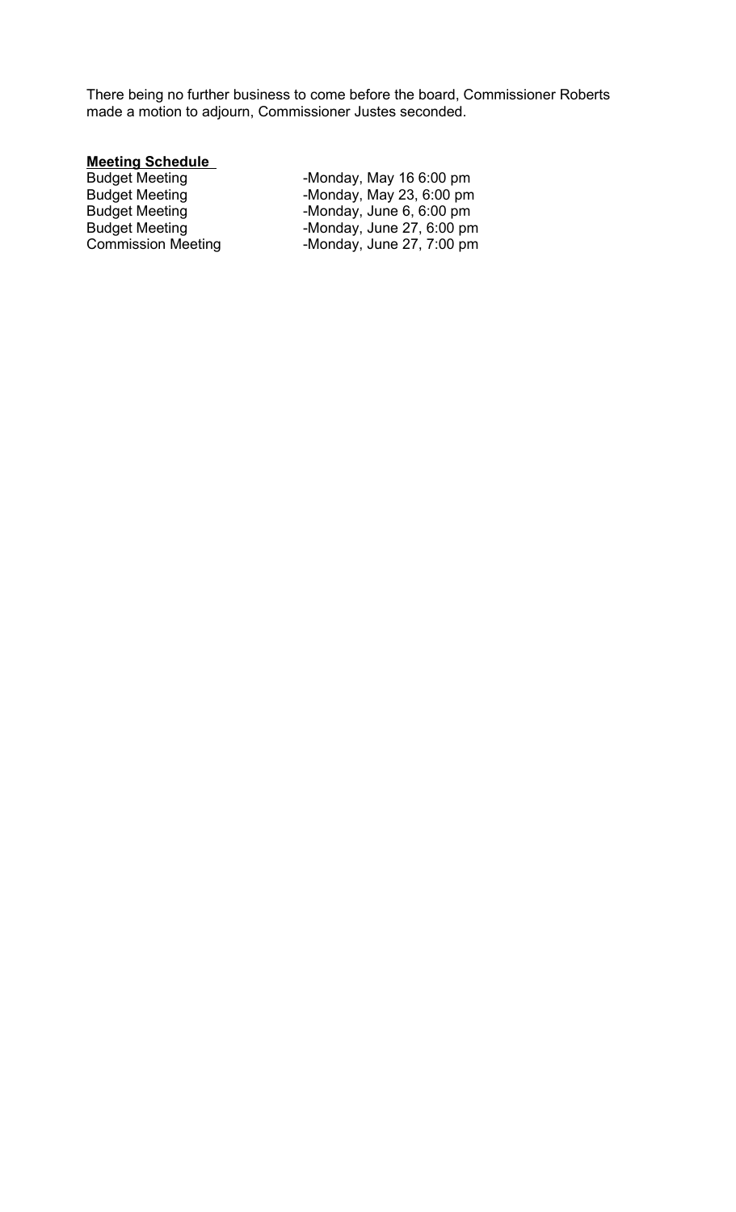There being no further business to come before the board, Commissioner Roberts made a motion to adjourn, Commissioner Justes seconded.

**<u>Meeting Schedule</u>**

| | |
|---|---|
| Budget Meeting | -Monday, May 16 6:00 pm |
| Budget Meeting | -Monday, May 23, 6:00 pm |
| Budget Meeting | -Monday, June 6, 6:00 pm |
| Budget Meeting | -Monday, June 27, 6:00 pm |
| Commission Meeting | -Monday, June 27, 7:00 pm |